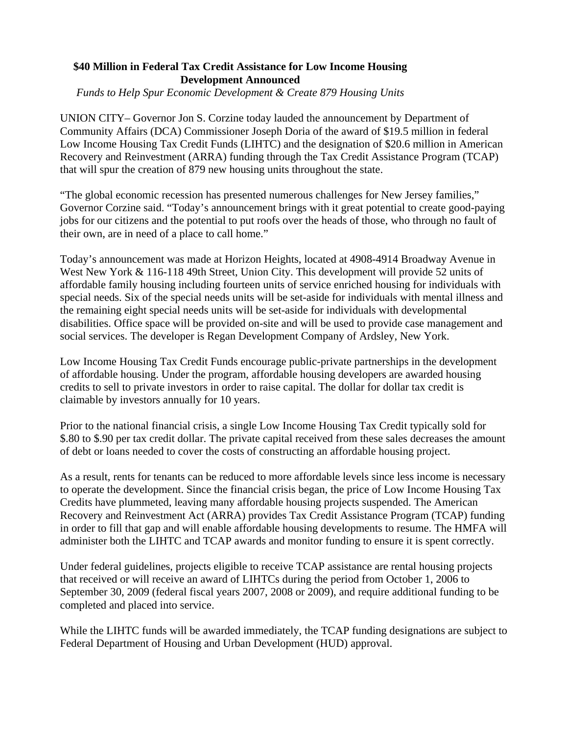**$40 Million in Federal Tax Credit Assistance for Low Income Housing Development Announced**

*Funds to Help Spur Economic Development & Create 879 Housing Units*

UNION CITY– Governor Jon S. Corzine today lauded the announcement by Department of Community Affairs (DCA) Commissioner Joseph Doria of the award of $19.5 million in federal Low Income Housing Tax Credit Funds (LIHTC) and the designation of $20.6 million in American Recovery and Reinvestment (ARRA) funding through the Tax Credit Assistance Program (TCAP) that will spur the creation of 879 new housing units throughout the state.

"The global economic recession has presented numerous challenges for New Jersey families," Governor Corzine said. "Today's announcement brings with it great potential to create good-paying jobs for our citizens and the potential to put roofs over the heads of those, who through no fault of their own, are in need of a place to call home."

Today's announcement was made at Horizon Heights, located at 4908-4914 Broadway Avenue in West New York & 116-118 49th Street, Union City. This development will provide 52 units of affordable family housing including fourteen units of service enriched housing for individuals with special needs. Six of the special needs units will be set-aside for individuals with mental illness and the remaining eight special needs units will be set-aside for individuals with developmental disabilities. Office space will be provided on-site and will be used to provide case management and social services. The developer is Regan Development Company of Ardsley, New York.

Low Income Housing Tax Credit Funds encourage public-private partnerships in the development of affordable housing. Under the program, affordable housing developers are awarded housing credits to sell to private investors in order to raise capital. The dollar for dollar tax credit is claimable by investors annually for 10 years.

Prior to the national financial crisis, a single Low Income Housing Tax Credit typically sold for $.80 to $.90 per tax credit dollar. The private capital received from these sales decreases the amount of debt or loans needed to cover the costs of constructing an affordable housing project.

As a result, rents for tenants can be reduced to more affordable levels since less income is necessary to operate the development. Since the financial crisis began, the price of Low Income Housing Tax Credits have plummeted, leaving many affordable housing projects suspended. The American Recovery and Reinvestment Act (ARRA) provides Tax Credit Assistance Program (TCAP) funding in order to fill that gap and will enable affordable housing developments to resume. The HMFA will administer both the LIHTC and TCAP awards and monitor funding to ensure it is spent correctly.

Under federal guidelines, projects eligible to receive TCAP assistance are rental housing projects that received or will receive an award of LIHTCs during the period from October 1, 2006 to September 30, 2009 (federal fiscal years 2007, 2008 or 2009), and require additional funding to be completed and placed into service.

While the LIHTC funds will be awarded immediately, the TCAP funding designations are subject to Federal Department of Housing and Urban Development (HUD) approval.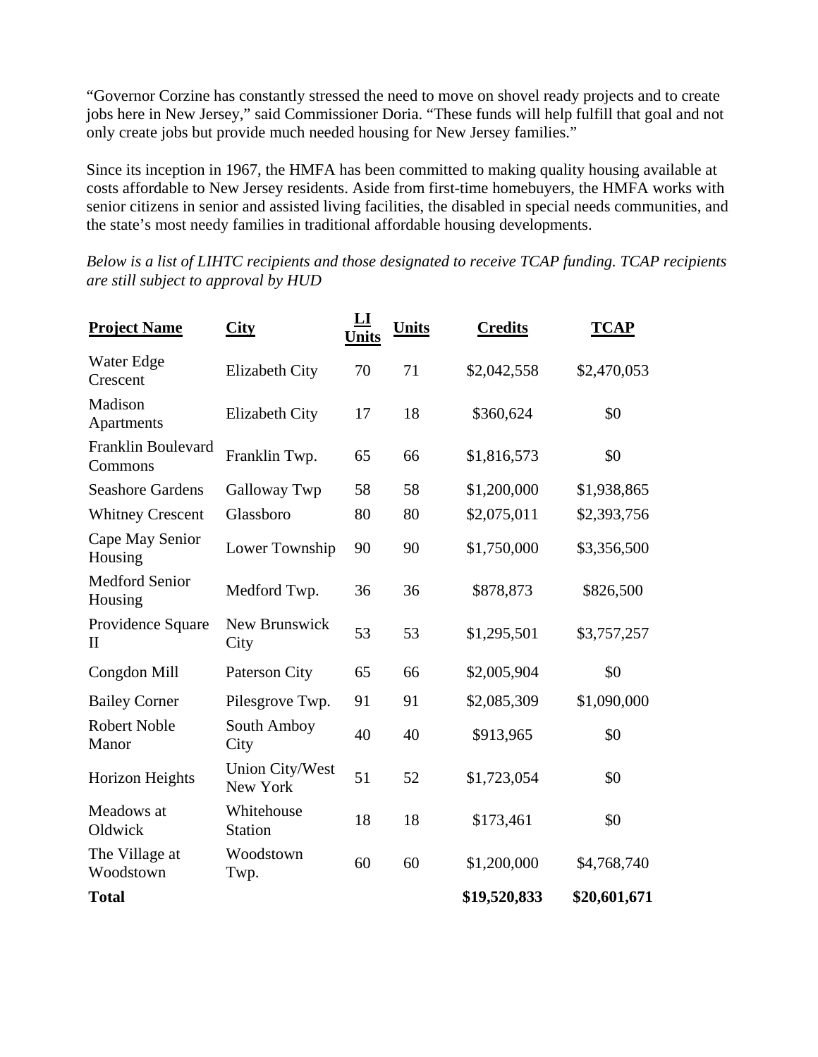"Governor Corzine has constantly stressed the need to move on shovel ready projects and to create jobs here in New Jersey," said Commissioner Doria. "These funds will help fulfill that goal and not only create jobs but provide much needed housing for New Jersey families."

Since its inception in 1967, the HMFA has been committed to making quality housing available at costs affordable to New Jersey residents. Aside from first-time homebuyers, the HMFA works with senior citizens in senior and assisted living facilities, the disabled in special needs communities, and the state's most needy families in traditional affordable housing developments.

*Below is a list of LIHTC recipients and those designated to receive TCAP funding. TCAP recipients are still subject to approval by HUD*

| Project Name | City | LI Units | Units | Credits | TCAP |
|---|---|---|---|---|---|
| Water Edge Crescent | Elizabeth City | 70 | 71 | $2,042,558 | $2,470,053 |
| Madison Apartments | Elizabeth City | 17 | 18 | $360,624 | $0 |
| Franklin Boulevard Commons | Franklin Twp. | 65 | 66 | $1,816,573 | $0 |
| Seashore Gardens | Galloway Twp | 58 | 58 | $1,200,000 | $1,938,865 |
| Whitney Crescent | Glassboro | 80 | 80 | $2,075,011 | $2,393,756 |
| Cape May Senior Housing | Lower Township | 90 | 90 | $1,750,000 | $3,356,500 |
| Medford Senior Housing | Medford Twp. | 36 | 36 | $878,873 | $826,500 |
| Providence Square II | New Brunswick City | 53 | 53 | $1,295,501 | $3,757,257 |
| Congdon Mill | Paterson City | 65 | 66 | $2,005,904 | $0 |
| Bailey Corner | Pilesgrove Twp. | 91 | 91 | $2,085,309 | $1,090,000 |
| Robert Noble Manor | South Amboy City | 40 | 40 | $913,965 | $0 |
| Horizon Heights | Union City/West New York | 51 | 52 | $1,723,054 | $0 |
| Meadows at Oldwick | Whitehouse Station | 18 | 18 | $173,461 | $0 |
| The Village at Woodstown | Woodstown Twp. | 60 | 60 | $1,200,000 | $4,768,740 |
| **Total** | | | | **$19,520,833** | **$20,601,671** |